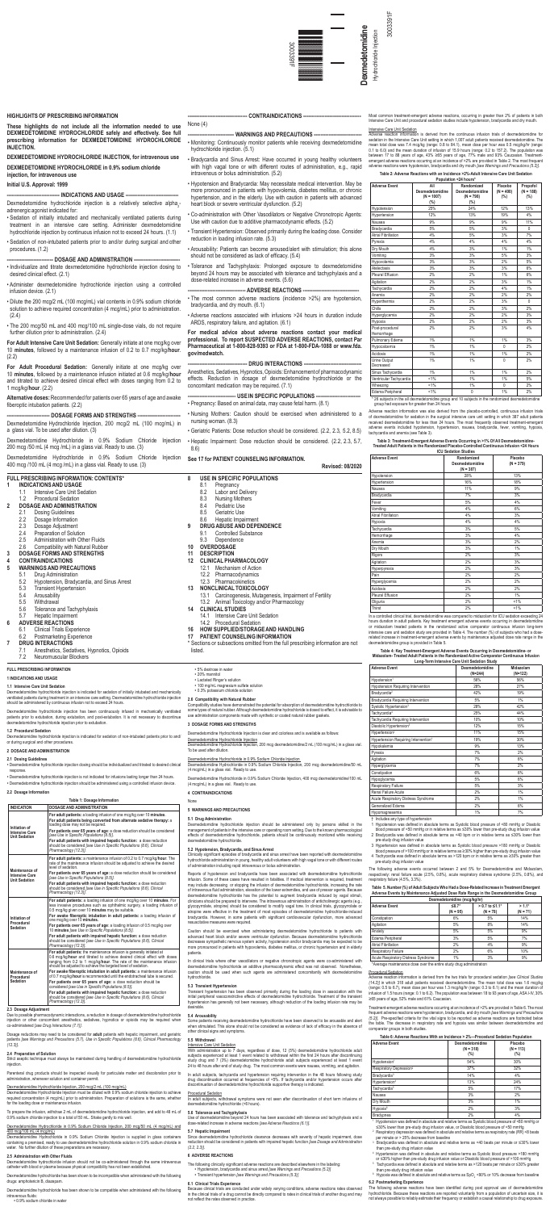# Dexmedetomidine

Hydrochloride Injection

3003391F

## HIGHLIGHTS OF PRESCRIBING INFORMATION

**These highlights do not include all the information needed to use DEXMEDETOMIDINE HYDROCHLORIDE safely and effectively. See full prescribing information for DEXMEDETOMIDINE HYDROCHLORIDE INJECTION.**

**DEXMEDETOMIDINE HYDROCHLORIDE INJECTION, for intravenous use**

**DEXMEDETOMIDINE HYDROCHLORIDE in 0.9% sodium chloride injection, for intravenous use**

**Initial U.S. Approval: 1999**

**INDICATIONS AND USAGE**

Dexmedetomidine hydrochloride injection is a relatively selective alpha$_2$-adrenergic agonist indicated for:

- Sedation of initially intubated and mechanically ventilated patients during treatment in an intensive care setting. Administer dexmedetomidine hydrochloride injection by continuous infusion not to exceed 24 hours. (1.1)
- Sedation of non-intubated patients prior to and/or during surgical and other procedures. (1.2)

**DOSAGE AND ADMINISTRATION**

- Individualize and titrate dexmedetomidine hydrochloride injection dosing to desired clinical effect. (2.1)
- Administer dexmedetomidine hydrochloride injection using a controlled infusion device. (2.1)
- Dilute the 200 mcg/2 mL (100 mcg/mL) vial contents in 0.9% sodium chloride solution to achieve required concentration (4 mcg/mL) prior to administration. (2.4)
- The 200 mcg/50 mL and 400 mcg/100 mL single-dose vials, do not require further dilution prior to administration. (2.4)

**For Adult Intensive Care Unit Sedation:** Generally initiate at one mcg/kg over 10 **minutes**, followed by a maintenance infusion of 0.2 to 0.7 mcg/kg/**hour**. (2.2)

**For Adult Procedural Sedation:** Generally initiate at one mcg/kg over 10 **minutes**, followed by a maintenance infusion initiated at 0.6 mcg/kg/**hour** and titrated to achieve desired clinical effect with doses ranging from 0.2 to 1 mcg/kg/**hour**. (2.2)

**Alternative doses:** Recommended for patients over 65 years of age and awake fiberoptic intubation patients. (2.2)

**DOSAGE FORMS AND STRENGTHS**

Dexmedetomidine Hydrochloride Injection, 200 mcg/2 mL (100 mcg/mL) in a glass vial. To be used after dilution. (3)

Dexmedetomidine Hydrochloride in 0.9% Sodium Chloride Injection 200 mcg/50 mL (4 mcg/mL) in a glass vial. Ready to use. (3)

Dexmedetomidine Hydrochloride in 0.9% Sodium Chloride Injection 400 mcg/100 mL (4 mcg/mL) in a glass vial. Ready to use. (3)

**CONTRAINDICATIONS**

None (4)

**WARNINGS AND PRECAUTIONS**

- Monitoring: Continuously monitor patients while receiving dexmedetomidine hydrochloride injection. (5.1)
- Bradycardia and Sinus Arrest: Have occurred in young healthy volunteers with high vagal tone or with different routes of administration, e.g., rapid intravenous or bolus administration. (5.2)
- Hypotension and Bradycardia: May necessitate medical intervention. May be more pronounced in patients with hypovolemia, diabetes mellitus, or chronic hypertension, and in the elderly. Use with caution in patients with advanced heart block or severe ventricular dysfunction. (5.2)
- Co-administration with Other Vasodilators or Negative Chronotropic Agents: Use with caution due to additive pharmacodynamic effects. (5.2)
- Transient Hypertension: Observed primarily during the loading dose. Consider reduction in loading infusion rate. (5.3)
- Arousability: Patients can become aroused/alert with stimulation; this alone should not be considered as lack of efficacy. (5.4)
- Tolerance and Tachyphylaxis: Prolonged exposure to dexmedetomidine beyond 24 hours may be associated with tolerance and tachyphylaxis and a dose-related increase in adverse events. (5.6)

**ADVERSE REACTIONS**

- The most common adverse reactions (incidence >2%) are hypotension, bradycardia, and dry mouth. (6.1)
- Adverse reactions associated with infusions >24 hours in duration include ARDS, respiratory failure, and agitation. (6.1)

**For medical advice about adverse reactions contact your medical professional. To report SUSPECTED ADVERSE REACTIONS, contact Par Pharmaceutical at 1-800-828-9393 or FDA at 1-800-FDA-1088 or www.fda.gov/medwatch.**

**DRUG INTERACTIONS**

Anesthetics, Sedatives, Hypnotics, Opioids: Enhancement of pharmacodynamic effects. Reduction in dosage of dexmedetomidine hydrochloride or the concomitant medication may be required. (7.1)

**USE IN SPECIFIC POPULATIONS**

- Pregnancy: Based on animal data, may cause fetal harm. (8.1)
- Nursing Mothers: Caution should be exercised when administered to a nursing woman. (8.3)
- Geriatric Patients: Dose reduction should be considered. (2.2, 2.3, 5.2, 8.5)
- Hepatic Impairment: Dose reduction should be considered. (2.2, 2.3, 5.7, 8.6)

**See 17 for PATIENT COUNSELING INFORMATION.**

**Revised: 08/2020**

## FULL PRESCRIBING INFORMATION: CONTENTS*

**1 INDICATIONS AND USAGE**
- 1.1 Intensive Care Unit Sedation
- 1.2 Procedural Sedation

**2 DOSAGE AND ADMINISTRATION**
- 2.1 Dosing Guidelines
- 2.2 Dosage Information
- 2.3 Dosage Adjustment
- 2.4 Preparation of Solution
- 2.5 Administration with Other Fluids
- 2.6 Compatibility with Natural Rubber

**3 DOSAGE FORMS AND STRENGTHS**

**4 CONTRAINDICATIONS**

**5 WARNINGS AND PRECAUTIONS**
- 5.1 Drug Administration
- 5.2 Hypotension, Bradycardia, and Sinus Arrest
- 5.3 Transient Hypertension
- 5.4 Arousability
- 5.5 Withdrawal
- 5.6 Tolerance and Tachyphylaxis
- 5.7 Hepatic Impairment

**6 ADVERSE REACTIONS**
- 6.1 Clinical Trials Experience
- 6.2 Postmarketing Experience

**7 DRUG INTERACTIONS**
- 7.1 Anesthetics, Sedatives, Hypnotics, Opioids
- 7.2 Neuromuscular Blockers

**8 USE IN SPECIFIC POPULATIONS**
- 8.1 Pregnancy
- 8.2 Labor and Delivery
- 8.3 Nursing Mothers
- 8.4 Pediatric Use
- 8.5 Geriatric Use
- 8.6 Hepatic Impairment

**9 DRUG ABUSE AND DEPENDENCE**
- 9.1 Controlled Substance
- 9.3 Dependence

**10 OVERDOSAGE**

**11 DESCRIPTION**

**12 CLINICAL PHARMACOLOGY**
- 12.1 Mechanism of Action
- 12.2 Pharmacodynamics
- 12.3 Pharmacokinetics

**13 NONCLINICAL TOXICOLOGY**
- 13.1 Carcinogenesis, Mutagenesis, Impairment of Fertility
- 13.2 Animal Toxicology and/or Pharmacology

**14 CLINICAL STUDIES**
- 14.1 Intensive Care Unit Sedation
- 14.2 Procedural Sedation

**16 HOW SUPPLIED/STORAGE AND HANDLING**

**17 PATIENT COUNSELING INFORMATION**

\* Sections or subsections omitted from the full prescribing information are not listed.

## FULL PRESCRIBING INFORMATION

### 1 INDICATIONS AND USAGE

#### 1.1 Intensive Care Unit Sedation

Dexmedetomidine hydrochloride injection is indicated for sedation of initially intubated and mechanically ventilated patients during treatment in an intensive care setting. Dexmedetomidine hydrochloride injection should be administered by continuous infusion not to exceed 24 hours.

Dexmedetomidine hydrochloride injection has been continuously infused in mechanically ventilated patients prior to extubation, during extubation, and post-extubation. It is not necessary to discontinue dexmedetomidine hydrochloride injection prior to extubation.

#### 1.2 Procedural Sedation

Dexmedetomidine hydrochloride injection is indicated for sedation of non-intubated patients prior to and/or during surgical and other procedures.

### 2 DOSAGE AND ADMINISTRATION

#### 2.1 Dosing Guidelines

- Dexmedetomidine hydrochloride injection dosing should be individualized and titrated to desired clinical response.
- Dexmedetomidine hydrochloride injection is not indicated for infusions lasting longer than 24 hours.
- Dexmedetomidine hydrochloride injection should be administered using a controlled infusion device.

#### 2.2 Dosage Information

**Table 1: Dosage Information**

| INDICATION | DOSAGE AND ADMINISTRATION |
|---|---|
| Initiation of Intensive Care Unit Sedation | **For adult patients:** a loading infusion of one mcg/kg over 10 **minutes**.<br>**For adult patients being converted from alternate sedative therapy:** a loading dose may not be required.<br>**For patients over 65 years of age:** a dose reduction should be considered *[see Use in Specific Populations (8.5)]*.<br>**For adult patients with impaired hepatic function:** a dose reduction should be considered *[see Use in Specific Populations (8.6), Clinical Pharmacology (12.3)]*. |
| Maintenance of Intensive Care Unit Sedation | **For adult patients:** a maintenance infusion of 0.2 to 0.7 mcg/kg/**hour**. The rate of the maintenance infusion should be adjusted to achieve the desired level of sedation.<br>**For patients over 65 years of age:** a dose reduction should be considered *[see Use in Specific Populations (8.5)]*.<br>**For adult patients with impaired hepatic function:** a dose reduction should be considered *[see Use in Specific Populations (8.6), Clinical Pharmacology (12.3)]*. |
| Initiation of Procedural Sedation | **For adult patients:** a loading infusion of one mcg/kg over 10 **minutes**. For less invasive procedures such as ophthalmic surgery, a loading infusion of 0.5 mcg/kg given over 10 **minutes** may be suitable.<br>**For awake fiberoptic intubation in adult patients:** a loading infusion of one mcg/kg over 10 **minutes**.<br>**For patients over 65 years of age:** a loading infusion of 0.5 mcg/kg over 10 **minutes** *[see Use in Specific Populations (8.5)]*.<br>**For adult patients with impaired hepatic function:** a dose reduction should be considered *[see Use in Specific Populations (8.6), Clinical Pharmacology (12.3)]*. |
| Maintenance of Procedural Sedation | **For adult patients:** the maintenance infusion is generally initiated at 0.6 mcg/kg/**hour** and titrated to achieve desired clinical effect with doses ranging from 0.2 to 1 mcg/kg/**hour**. The rate of the maintenance infusion should be adjusted to achieve the targeted level of sedation.<br>**For awake fiberoptic intubation in adult patients:** a maintenance infusion of 0.7 mcg/kg/**hour** is recommended until the endotracheal tube is secured.<br>**For patients over 65 years of age:** a dose reduction should be considered *[see Use in Specific Populations (8.5)]*.<br>**For adult patients with impaired hepatic function:** a dose reduction should be considered *[see Use in Specific Populations (8.6), Clinical Pharmacology (12.3)]*. |

#### 2.3 Dosage Adjustment

Due to possible pharmacodynamic interactions, a reduction in dosage of dexmedetomidine hydrochloride injection or other concomitant anesthetics, sedatives, hypnotics or opioids may be required when co-administered *[see Drug Interactions (7.1)]*.

Dosage reductions may need to be considered for **adult** patients with hepatic impairment, and geriatric patients *[see Warnings and Precautions (5.7), Use in Specific Populations (8.6), Clinical Pharmacology (12.3)]*.

#### 2.4 Preparation of Solution

Strict aseptic technique must always be maintained during handling of dexmedetomidine hydrochloride injection.

Parenteral drug products should be inspected visually for particulate matter and discoloration prior to administration, whenever solution and container permit.

Dexmedetomidine Hydrochloride Injection, 200 mcg/2 mL (100 mcg/mL)

Dexmedetomidine hydrochloride injection must be diluted with 0.9% sodium chloride injection to achieve required concentration (4 mcg/mL) prior to administration. Preparation of solutions is the same, whether for the loading dose or maintenance infusion.

To prepare the infusion, withdraw 2 mL of dexmedetomidine hydrochloride injection, and add to 48 mL of 0.9% sodium chloride injection to a total of 50 mL. Shake gently to mix well.

Dexmedetomidine Hydrochloride in 0.9% Sodium Chloride Injection, 200 mcg/50 mL (4 mcg/mL) and 400 mcg/100 mL (4 mcg/mL)

Dexmedetomidine Hydrochloride in 0.9% Sodium Chloride Injection is supplied in glass containers containing a premixed, ready to use dexmedetomidine hydrochloride solution in 0.9% sodium chloride in water. No further dilution of these preparations are necessary.

#### 2.5 Administration with Other Fluids

Dexmedetomidine hydrochloride infusion should not be co-administered through the same intravenous catheter with blood or plasma because physical compatibility has not been established.

Dexmedetomidine hydrochloride has been shown to be incompatible when administered with the following drugs: amphotericin B, diazepam.

Dexmedetomidine hydrochloride has been shown to be compatible when administered with the following intravenous fluids:

- 0.9% sodium chloride in water
- 5% dextrose in water
- 20% mannitol
- Lactated Ringer's solution
- 100 mg/mL magnesium sulfate solution
- 0.3% potassium chloride solution

#### 2.6 Compatibility with Natural Rubber

Compatibility studies have demonstrated the potential for absorption of dexmedetomidine hydrochloride to some types of natural rubber. Although dexmedetomidine hydrochloride is dosed to effect, it is advisable to use administration components made with synthetic or coated natural rubber gaskets.

### 3 DOSAGE FORMS AND STRENGTHS

Dexmedetomidine Hydrochloride Injection is clear and colorless and is available as follows:

Dexmedetomidine Hydrochloride Injection

Dexmedetomidine Hydrochloride Injection, 200 mcg dexmedetomidine/2 mL (100 mcg/mL) in a glass vial. To be used after dilution.

Dexmedetomidine Hydrochloride in 0.9% Sodium Chloride Injection

Dexmedetomidine Hydrochloride in 0.9% Sodium Chloride Injection, 200 mcg dexmedetomidine/50 mL (4 mcg/mL) in a glass vial. Ready to use.

Dexmedetomidine Hydrochloride in 0.9% Sodium Chloride Injection, 400 mcg dexmedetomidine/100 mL (4 mcg/mL) in a glass vial. Ready to use.

### 4 CONTRAINDICATIONS

None

### 5 WARNINGS AND PRECAUTIONS

#### 5.1 Drug Administration

Dexmedetomidine hydrochloride injection should be administered only by persons skilled in the management of patients in the intensive care or operating room setting. Due to the known pharmacological effects of dexmedetomidine hydrochloride, patients should be continuously monitored while receiving dexmedetomidine hydrochloride.

#### 5.2 Hypotension, Bradycardia, and Sinus Arrest

Clinically significant episodes of bradycardia and sinus arrest have been reported with dexmedetomidine hydrochloride administration in young, healthy adult volunteers with high vagal tone or with different routes of administration including rapid intravenous or bolus administration.

Reports of hypotension and bradycardia have been associated with dexmedetomidine hydrochloride infusion. Some of these cases have resulted in fatalities. If medical intervention is required, treatment may include decreasing or stopping the infusion of dexmedetomidine hydrochloride, increasing the rate of intravenous fluid administration, elevation of the lower extremities, and use of pressor agents. Because dexmedetomidine hydrochloride has the potential to augment bradycardia induced by vagal stimuli, clinicians should be prepared to intervene. The intravenous administration of anticholinergic agents (e.g., glycopyrrolate, atropine) should be considered to modify vagal tone. In clinical trials, glycopyrrolate or atropine were effective in the treatment of most episodes of dexmedetomidine hydrochloride-induced bradycardia. However, in some patients with significant cardiovascular dysfunction, more advanced resuscitative measures were required.

Caution should be exercised when administering dexmedetomidine hydrochloride to patients with advanced heart block and/or severe ventricular dysfunction. Because dexmedetomidine hydrochloride decreases sympathetic nervous system activity, hypotension and/or bradycardia may be expected to be more pronounced in patients with hypovolemia, diabetes mellitus, or chronic hypertension and in elderly patients.

In clinical trials where other vasodilators or negative chronotropic agents were co-administered with dexmedetomidine hydrochloride an additive pharmacodynamic effect was not observed. Nonetheless, caution should be used when such agents are administered concomitantly with dexmedetomidine hydrochloride.

#### 5.3 Transient Hypertension

Transient hypertension has been observed primarily during the loading dose in association with the initial peripheral vasoconstrictive effects of dexmedetomidine hydrochloride. Treatment of the transient hypertension has generally not been necessary, although reduction of the loading infusion rate may be desirable.

#### 5.4 Arousability

Some patients receiving dexmedetomidine hydrochloride have been observed to be arousable and alert when stimulated. This alone should not be considered as evidence of lack of efficacy in the absence of other clinical signs and symptoms.

#### 5.5 Withdrawal

Intensive Care Unit Sedation

With administration up to 7 days, regardless of dose, 12 (5%) dexmedetomidine hydrochloride adult subjects experienced at least 1 event related to withdrawal within the first 24 hours after discontinuing study drug and 7 (3%) dexmedetomidine hydrochloride adult subjects experienced at least 1 event 24 to 48 hours after end of study drug. The most common events were nausea, vomiting, and agitation.

In adult subjects, tachycardia and hypertension requiring intervention in the 48 hours following study drug discontinuation occurred at frequencies of <5%. If tachycardia and/or hypertension occurs after discontinuation of dexmedetomidine hydrochloride supportive therapy is indicated.

Procedural Sedation

In adult subjects, withdrawal symptoms were not seen after discontinuation of short term infusions of dexmedetomidine hydrochloride (<6 hours).

#### 5.6 Tolerance and Tachyphylaxis

Use of dexmedetomidine beyond 24 hours has been associated with tolerance and tachyphylaxis and a dose-related increase in adverse reactions *[see Adverse Reactions (6.1)]*.

#### 5.7 Hepatic Impairment

Since dexmedetomidine hydrochloride clearance decreases with severity of hepatic impairment, dose reduction should be considered in patients with impaired hepatic function *[see Dosage and Administration (2.2, 2.3)]*.

### 6 ADVERSE REACTIONS

The following clinically significant adverse reactions are described elsewhere in the labeling:

- Hypotension, bradycardia and sinus arrest *[see Warnings and Precautions (5.2)]*
- Transient hypertension *[see Warnings and Precautions (5.3)]*

#### 6.1 Clinical Trials Experience

Because clinical trials are conducted under widely varying conditions, adverse reactions rates observed in the clinical trials of a drug cannot be directly compared to rates in clinical trials of another drug and may not reflect the rates observed in practice.

Most common treatment-emergent adverse reactions, occurring in greater than 2% of patients in both Intensive Care Unit and procedural sedation studies include hypotension, bradycardia and dry mouth.

Intensive Care Unit Sedation

Adverse reaction information is derived from the continuous infusion trials of dexmedetomidine for sedation in the Intensive Care Unit setting in which 1,007 adult patients received dexmedetomidine. The mean total dose was 7.4 mcg/kg (range: 0.8 to 84.1), mean dose per hour was 0.5 mcg/kg/hr (range: 0.1 to 6.0) and the mean duration of infusion of 15.9 hours (range: 0.2 to 157.2). The population was between 17 to 88 years of age, 43% ≥65 years of age, 77% male and 93% Caucasian. Treatment-emergent adverse reactions occurring at an incidence of >2% are provided in Table 2. The most frequent adverse reactions were hypotension, bradycardia and dry mouth *[see Warnings and Precautions (5.2)]*.

**Table 2: Adverse Reactions with an Incidence >2%-Adult Intensive Care Unit Sedation Population <24 hours\***

| Adverse Event | All Dexmedetomidine (N = 1007) (%) | Randomized Dexmedetomidine (N = 798) (%) | Placebo (N = 400) (%) | Propofol (N = 188) (%) |
|---|---|---|---|---|
| Hypotension | 25% | 24% | 12% | 13% |
| Hypertension | 12% | 13% | 19% | 4% |
| Nausea | 9% | 9% | 9% | 11% |
| Bradycardia | 5% | 5% | 3% | 0 |
| Atrial Fibrillation | 4% | 5% | 3% | 7% |
| Pyrexia | 4% | 4% | 4% | 4% |
| Dry Mouth | 4% | 3% | 1% | 1% |
| Vomiting | 3% | 3% | 5% | 3% |
| Hypovolemia | 3% | 3% | 2% | 5% |
| Atelectasis | 3% | 3% | 3% | 6% |
| Pleural Effusion | 2% | 2% | 1% | 6% |
| Agitation | 2% | 2% | 3% | 1% |
| Tachycardia | 2% | 2% | 4% | 1% |
| Anemia | 2% | 2% | 2% | 2% |
| Hyperthermia | 2% | 2% | 3% | 0 |
| Chills | 2% | 2% | 3% | 2% |
| Hyperglycemia | 2% | 2% | 2% | 3% |
| Hypoxia | 2% | 2% | 2% | 3% |
| Post-procedural Hemorrhage | 2% | 2% | 3% | 4% |
| Pulmonary Edema | 1% | 1% | 1% | 3% |
| Hypocalcemia | 1% | 1% | 0 | 2% |
| Acidosis | 1% | 1% | 1% | 2% |
| Urine Output Decreased | 1% | 1% | 0 | 2% |
| Sinus Tachycardia | 1% | 1% | 1% | 2% |
| Ventricular Tachycardia | <1% | 1% | 1% | 5% |
| Wheezing | <1% | 1% | 0 | 2% |
| Edema Peripheral | <1% | 0 | 1% | 2% |

\* 26 subjects in the all dexmedetomidine group and 10 subjects in the randomized dexmedetomidine group had exposure for greater than 24 hours.

Adverse reaction information was also derived from the placebo-controlled, continuous infusion trials of dexmedetomidine for sedation in the surgical intensive care unit setting in which 387 adult patients received dexmedetomidine for less than 24 hours. The most frequently observed treatment-emergent adverse events included hypotension, hypertension, nausea, bradycardia, fever, vomiting, hypoxia, tachycardia and anemia (see Table 3).

**Table 3: Treatment-Emergent Adverse Events Occurring in >1% Of All Dexmedetomidine-Treated Adult Patients in the Randomized Placebo-Controlled Continuous Infusion <24 Hours ICU Sedation Studies**

| Adverse Event | Randomized Dexmedetomidine (N = 387) | Placebo (N = 379) |
|---|---|---|
| Hypotension | 28% | 13% |
| Hypertension | 16% | 18% |
| Nausea | 11% | 9% |
| Bradycardia | 7% | 3% |
| Fever | 5% | 4% |
| Vomiting | 4% | 6% |
| Atrial Fibrillation | 4% | 3% |
| Hypoxia | 4% | 4% |
| Tachycardia | 3% | 5% |
| Hemorrhage | 3% | 4% |
| Anemia | 3% | 2% |
| Dry Mouth | 3% | 1% |
| Rigors | 2% | 3% |
| Agitation | 2% | 3% |
| Hyperpyrexia | 2% | 3% |
| Pain | 2% | 2% |
| Hyperglycemia | 2% | 2% |
| Acidosis | 2% | 2% |
| Pleural Effusion | 2% | 1% |
| Oliguria | 2% | <1% |
| Thirst | 2% | <1% |

In a controlled clinical trial, dexmedetomidine was compared to midazolam for ICU sedation exceeding 24 hours duration in adult patients. Key treatment emergent adverse events occurring in dexmedetomidine or midazolam treated patients in the randomized active comparator continuous infusion long-term intensive care unit sedation study are provided in Table 4. The number (%) of subjects who had a dose-related increase in treatment-emergent adverse events by maintenance adjusted dose rate range in the dexmedetomidine group is provided in Table 5.

**Table 4: Key Treatment-Emergent Adverse Events Occurring in Dexmedetomidine- or Midazolam- Treated Adult Patients in the Randomized Active Comparator Continuous Infusion Long-Term Intensive Care Unit Sedation Study**

| Adverse Event | Dexmedetomidine (N=244) | Midazolam (N=122) |
|---|---|---|
| Hypotension[1] | 56% | 56% |
| Hypotension Requiring Intervention | 28% | 27% |
| Bradycardia[2] | 42% | 19% |
| Bradycardia Requiring Intervention | 5% | 1% |
| Systolic Hypertension[3] | 28% | 42% |
| Tachycardia[4] | 25% | 44% |
| Tachycardia Requiring Intervention | 10% | 10% |
| Diastolic Hypertension[3] | 12% | 15% |
| Hypertension[3] | 11% | 15% |
| Hypertension Requiring Intervention[†] | 19% | 30% |
| Hypokalemia | 9% | 13% |
| Pyrexia | 7% | 2% |
| Agitation | 7% | 6% |
| Hyperglycemia | 7% | 2% |
| Constipation | 6% | 6% |
| Hypoglycemia | 5% | 6% |
| Respiratory Failure | 5% | 3% |
| Renal Failure Acute | 2% | 1% |
| Acute Respiratory Distress Syndrome | 2% | 1% |
| Generalized Edema | 2% | 6% |
| Hypomagnesemia | 1% | 7% |

† Includes any type of hypertension.

1 Hypotension was defined in absolute terms as Systolic blood pressure of <80 mmHg or Diastolic blood pressure of <50 mmHg or in relative terms as ≤30% lower than pre-study drug infusion value
2 Bradycardia was defined in absolute terms as <40 bpm or in relative terms as ≤30% lower than pre-study drug infusion value
3 Hypertension was defined in absolute terms as Systolic blood pressure >180 mmHg or Diastolic blood pressure of >100 mmHg or in relative terms as ≥30% higher than pre-study drug infusion value
4 Tachycardia was defined in absolute terms as >120 bpm or in relative terms as ≥30% greater than pre-study drug infusion value

The following adverse events occurred between 2 and 5% for Dexmedetomidine and Midazolam, respectively: renal failure acute (2.5%, 0.8%), acute respiratory distress syndrome (2.5%, 0.8%), and respiratory failure (4.5%, 3.3%).

**Table 5: Number (%) of Adult Subjects Who Had a Dose-Related Increase in Treatment Emergent Adverse Events by Maintenance Adjusted Dose Rate Range in the Dexmedetomidine Group**

| | Dexmedetomidine (mcg/kg/hr) | | |
|---|---|---|---|
| **Adverse Event** | **≤0.7\*** (N = 95) | **> 0.7 to ≤1.1\*** (N = 78) | **> 1.1\*** (N = 71) |
| Constipation | 6% | 5% | 14% |
| Agitation | 5% | 8% | 14% |
| Anxiety | 5% | 5% | 9% |
| Edema Peripheral | 3% | 5% | 7% |
| Atrial Fibrillation | 2% | 4% | 9% |
| Respiratory Failure | 2% | 6% | 10% |
| Acute Respiratory Distress Syndrome | 1% | 3% | 9% |

\* Average maintenance dose over the entire study drug administration

Procedural Sedation

Adverse reaction information is derived from the two trials for procedural sedation *[see Clinical Studies (14.2)]* in which 318 adult patients received dexmedetomidine. The mean total dose was 1.6 mcg/kg (range: 0.5 to 6.7), mean dose per hour was 1.3 mcg/kg/hr (range: 0.3 to 6.1) and the mean duration of infusion of 1.5 hours (range: 0.1 to 6.2). The population was between 18 to 93 years of age, ASA I-IV, 30% ≥65 years of age, 52% male and 61% Caucasian.

Treatment-emergent adverse reactions occurring at an incidence of >2% are provided in Table 6. The most frequent adverse reactions were hypotension, bradycardia, and dry mouth *[see Warnings and Precautions (5.2)]*. Pre-specified criteria for the vital signs to be reported as adverse reactions are footnoted below the table. The decrease in respiratory rate and hypoxia was similar between dexmedetomidine and comparator groups in both studies.

**Table 6: Adverse Reactions with an Incidence > 2%—Procedural Sedation Population**

| Adverse Event | Dexmedetomidine (N = 318) (%) | Placebo (N = 113) (%) |
|---|---|---|
| Hypotension[1] | 54% | 30% |
| Respiratory Depression[2] | 37% | 32% |
| Bradycardia[3] | 14% | 4% |
| Hypertension[4] | 13% | 24% |
| Tachycardia[5] | 5% | 17% |
| Nausea | 3% | 2% |
| Dry Mouth | 3% | 1% |
| Hypoxia[6] | 2% | 3% |
| Bradypnea | 2% | 4% |

1 Hypotension was defined in absolute and relative terms as Systolic blood pressure of <80 mmHg or ≤30% lower than pre-study drug infusion value, or Diastolic blood pressure of <50 mmHg
2 Respiratory depression was defined in absolute and relative terms as respiratory rate (RR) <8 beats per minute or > 25% decrease from baseline
3 Bradycardia was defined in absolute and relative terms as <40 beats per minute or ≤30% lower than pre-study drug infusion value
4 Hypertension was defined in absolute and relative terms as Systolic blood pressure >180 mmHg or ≥30% higher than pre-study drug infusion value or Diastolic blood pressure of >100 mmHg
5 Tachycardia was defined in absolute and relative terms as >120 beats per minute or ≥30% greater than pre-study drug infusion value
6 Hypoxia was defined in absolute and relative terms as SpO$_2$ <90% or 10% decrease from baseline

#### 6.2 Postmarketing Experience

The following adverse reactions have been identified during post approval use of dexmedetomidine hydrochloride. Because these reactions are reported voluntarily from a population of uncertain size, it is not always possible to reliably estimate their frequency or establish a causal relationship to drug exposure.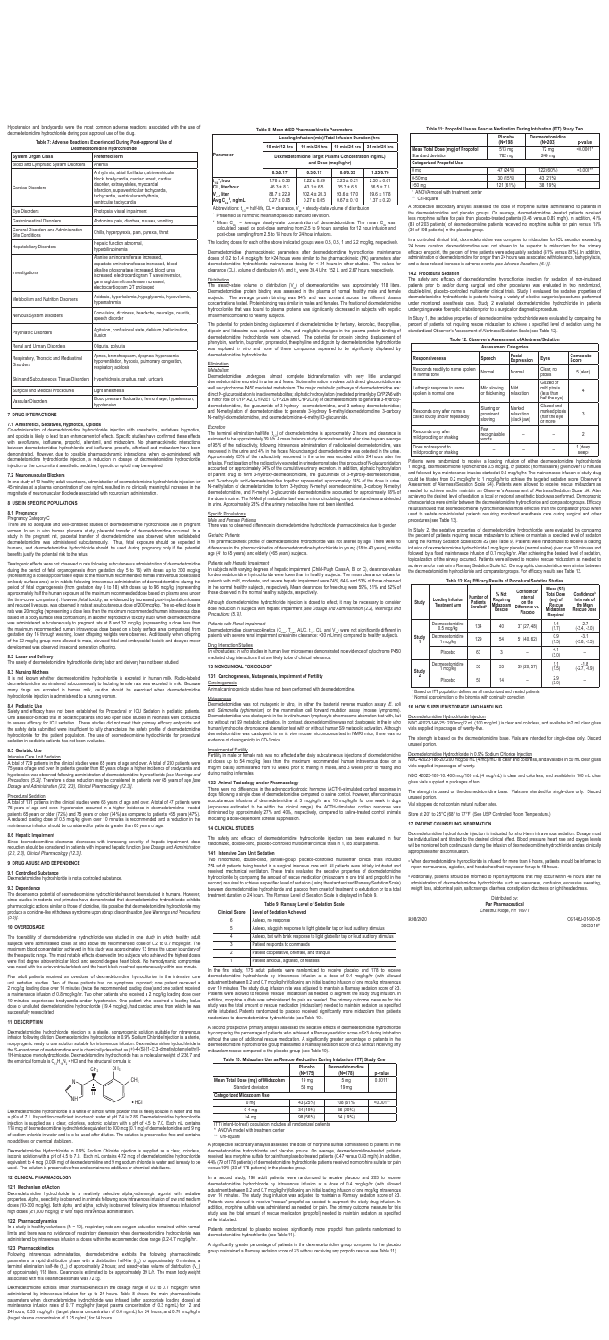Hypotension and bradycardia were the most common adverse reactions associated with the use of dexmedetomidine hydrochloride during post approval use of the drug.

**Table 7: Adverse Reactions Experienced During Post-approval Use of Dexmedetomidine Hydrochloride**

| System Organ Class | Preferred Term |
| --- | --- |
| Blood and Lymphatic System Disorders | Anemia |
| Cardiac Disorders | Arrhythmia, atrial fibrillation, atrioventricular block, bradycardia, cardiac arrest, cardiac disorder, extrasystoles, myocardial infarction, supraventricular tachycardia, tachycardia, ventricular arrhythmia, ventricular tachycardia |
| Eye Disorders | Photopsia, visual impairment |
| Gastrointestinal Disorders | Abdominal pain, diarrhea, nausea, vomiting |
| General Disorders and Administration Site Conditions | Chills, hyperpyrexia, pain, pyrexia, thirst |
| Hepatobiliary Disorders | Hepatic function abnormal, hyperbilirubinemia |
| Investigations | Alanine aminotransferase increased, aspartate aminotransferase increased, blood alkaline phosphatase increased, blood urea increased, electrocardiogram T wave inversion, gammaglutamyltransferase increased, electrocardiogram QT prolonged |
| Metabolism and Nutrition Disorders | Acidosis, hyperkalemia, hypoglycemia, hypovolemia, hypernatremia |
| Nervous System Disorders | Convulsion, dizziness, headache, neuralgia, neuritis, speech disorder |
| Psychiatric Disorders | Agitation, confusional state, delirium, hallucination, illusion |
| Renal and Urinary Disorders | Oliguria, polyuria |
| Respiratory, Thoracic and Mediastinal Disorders | Apnea, bronchospasm, dyspnea, hypercapnia, hypoventilation, hypoxia, pulmonary congestion, respiratory acidosis |
| Skin and Subcutaneous Tissue Disorders | Hyperhidrosis, pruritus, rash, urticaria |
| Surgical and Medical Procedures | Light anesthesia |
| Vascular Disorders | Blood pressure fluctuation, hemorrhage, hypertension, hypotension |

## 7 DRUG INTERACTIONS

### 7.1 Anesthetics, Sedatives, Hypnotics, Opioids

Co-administration of dexmedetomidine hydrochloride injection with anesthetics, sedatives, hypnotics, and opioids is likely to lead to an enhancement of effects. Specific studies have confirmed these effects with sevoflurane, isoflurane, propofol, alfentanil, and midazolam. No pharmacokinetic interactions between dexmedetomidine hydrochloride and isoflurane, propofol, alfentanil and midazolam have been demonstrated. However, due to possible pharmacodynamic interactions, when co-administered with dexmedetomidine hydrochloride injection, a reduction in dosage of dexmedetomidine hydrochloride injection or the concomitant anesthetic, sedative, hypnotic or opioid may be required.

### 7.2 Neuromuscular Blockers

In one study of 10 healthy adult volunteers, administration of dexmedetomidine hydrochloride injection for 45 minutes at a plasma concentration of one ng/mL resulted in no clinically meaningful increases in the magnitude of neuromuscular blockade associated with rocuronium administration.

## 8 USE IN SPECIFIC POPULATIONS

### 8.1 Pregnancy

Pregnancy Category C

There are no adequate and well-controlled studies of dexmedetomidine hydrochloride use in pregnant women. In an in vitro human placenta study, placental transfer of dexmedetomidine occurred. In a study in the pregnant rat, placental transfer of dexmedetomidine was observed when radiolabeled dexmedetomidine was administered subcutaneously. Thus, fetal exposure should be expected in humans, and dexmedetomidine hydrochloride should be used during pregnancy only if the potential benefits justify the potential risk to the fetus.

Teratogenic effects were not observed in rats following subcutaneous administration of dexmedetomidine during the period of fetal organogenesis (from gestation day 5 to 16) with doses up to 200 mcg/kg (representing a dose approximately equal to the maximum recommended human intravenous dose based on body surface area) or in rabbits following intravenous administration of dexmedetomidine during the period of fetal organogenesis (from gestation day 6 to 18) with doses up to 96 mcg/kg (representing approximately half the human exposure at the maximum recommended dose based on plasma area under the time-curve comparison). However, fetal toxicity, as evidenced by increased post-implantation losses and reduced live pups, was observed in rats at a subcutaneous dose of 200 mcg/kg. The no-effect dose in rats was 20 mcg/kg (representing a dose less than the maximum recommended human intravenous dose based on a body surface area comparison). In another reproductive toxicity study when dexmedetomidine was administered subcutaneously to pregnant rats at 8 and 32 mcg/kg (representing a dose less than the maximum recommended human intravenous dose based on a body surface area comparison) from gestation day 16 through weaning, lower offspring weights were observed. Additionally, when offspring of the 32 mcg/kg group were allowed to mate, elevated fetal and embryocidal toxicity and delayed motor development was observed in second generation offspring.

### 8.2 Labor and Delivery

The safety of dexmedetomidine hydrochloride during labor and delivery has not been studied.

### 8.3 Nursing Mothers

It is not known whether dexmedetomidine hydrochloride is excreted in human milk. Radio-labeled dexmedetomidine administered subcutaneously to lactating female rats was excreted in milk. Because many drugs are excreted in human milk, caution should be exercised when dexmedetomidine hydrochloride injection is administered to a nursing woman.

### 8.4 Pediatric Use

Safety and efficacy have not been established for Procedural or ICU Sedation in pediatric patients. One assessor-blinded trial in pediatric patients and two open label studies in neonates were conducted to assess efficacy for ICU sedation. These studies did not meet their primary efficacy endpoints and the safety data submitted were insufficient to fully characterize the safety profile of dexmedetomidine hydrochloride for this patient population. The use of dexmedetomidine hydrochloride for procedural sedation in pediatric patients has not been evaluated.

### 8.5 Geriatric Use

*Intensive Care Unit Sedation*

A total of 729 patients in the clinical studies were 65 years of age and over. A total of 200 patients were 75 years of age and over. In patients greater than 65 years of age, a higher incidence of bradycardia and hypotension was observed following administration of dexmedetomidine hydrochloride *[see Warnings and Precautions (5.2)]*. Therefore a dose reduction may be considered in patients over 65 years of age *[see Dosage and Administration (2.2, 2.3), Clinical Pharmacology (12.3)]*.

*Procedural Sedation*

A total of 131 patients in the clinical studies were 65 years of age and over. A total of 47 patients were 75 years of age and over. Hypotension occurred in a higher incidence in dexmedetomidine hydrochloride-treated patients 65 years or older (72%) and 75 years or older (74%) as compared to patients <65 years (47%). A reduced loading dose of 0.5 mcg/kg given over 10 minutes is recommended and a reduction in the maintenance infusion should be considered for patients greater than 65 years of age.

### 8.6 Hepatic Impairment

Since dexmedetomidine clearance decreases with increasing severity of hepatic impairment, dose reduction should be considered in patients with impaired hepatic function *[see Dosage and Administration (2.2, 2.3), Clinical Pharmacology (12.3)]*.

## 9 DRUG ABUSE AND DEPENDENCE

### 9.1 Controlled Substance

Dexmedetomidine hydrochloride is not a controlled substance.

### 9.3 Dependence

The dependence potential of dexmedetomidine hydrochloride has not been studied in humans. However, since studies in rodents and primates have demonstrated that dexmedetomidine hydrochloride exhibits pharmacologic actions similar to those of clonidine, it is possible that dexmedetomidine hydrochloride may produce a clonidine-like withdrawal syndrome upon abrupt discontinuation *[see Warnings and Precautions (5.5)]*.

## 10 OVERDOSAGE

The tolerability of dexmedetomidine hydrochloride was studied in one study in which healthy adult subjects were administered doses at and above the recommended dose of 0.2 to 0.7 mcg/kg/hr. The maximum blood concentration achieved in this study was approximately 13 times the upper boundary of the therapeutic range. The most notable effects observed in two subjects who achieved the highest doses were first degree atrioventricular block and second degree heart block. No hemodynamic compromise was noted with the atrioventricular block and the heart block resolved spontaneously within one minute.

Five adult patients received an overdose of dexmedetomidine hydrochloride in the intensive care unit sedation studies. Two of these patients had no symptoms reported; one patient received a 2 mcg/kg loading dose over 10 minutes (twice the recommended loading dose) and one patient received a maintenance infusion of 0.8 mcg/kg/hr. Two other patients who received a 2 mcg/kg loading dose over 10 minutes, experienced bradycardia and/or hypotension. One patient who received a loading bolus dose of undiluted dexmedetomidine hydrochloride (19.4 mcg/kg), had cardiac arrest from which he was successfully resuscitated.

## 11 DESCRIPTION

Dexmedetomidine hydrochloride injection is a sterile, nonpyrogenic solution suitable for intravenous infusion following dilution. Dexmedetomidine hydrochloride in 0.9% Sodium Chloride Injection is a sterile, nonpyrogenic ready to use solution suitable for intravenous infusion. Dexmedetomidine hydrochloride is the S-enantiomer of medetomidine and is chemically described as (+)-4-(S)-[1-(2,3-dimethylphenyl)ethyl]-1H-imidazole monohydrochloride. Dexmedetomidine hydrochloride has a molecular weight of 236.7 and the empirical formula is $C_{13}H_{16}N_2 \cdot HCl$ and the structural formula is:

Dexmedetomidine hydrochloride is a white or almost white powder that is freely soluble in water and has a pKa of 7.1. Its partition coefficient in-octanol : water at pH 7.4 is 2.89. Dexmedetomidine hydrochloride injection is supplied as a clear, colorless, isotonic solution with a pH of 4.5 to 7.0. Each mL contains 118 mcg of dexmedetomidine hydrochloride equivalent to 100 mcg (0.1 mg) of dexmedetomidine and 9 mg of sodium chloride in water and is to be used after dilution. The solution is preservative-free and contains no additives or chemical stabilizers.

Dexmedetomidine Hydrochloride in 0.9% Sodium Chloride Injection is supplied as a clear, colorless, isotonic solution with a pH of 4.5 to 7.0. Each mL contains 4.72 mcg of dexmedetomidine hydrochloride equivalent to 4 mcg (0.004 mg) of dexmedetomidine and 9 mg sodium chloride in water and is ready to be used. The solution is preservative-free and contains no additives or chemical stabilizers.

## 12 CLINICAL PHARMACOLOGY

### 12.1 Mechanism of Action

Dexmedetomidine hydrochloride is a relatively selective alpha$_2$-adrenergic agonist with sedative properties. Alpha$_2$ selectivity is observed in animals following slow intravenous infusion of low and medium doses (10-300 mcg/kg). Both alpha$_1$ and alpha$_2$ activity is observed following slow intravenous infusion of high doses (≥1,000 mcg/kg) or with rapid intravenous administration.

### 12.2 Pharmacodynamics

In a study in healthy volunteers (N = 10), respiratory rate and oxygen saturation remained within normal limits and there was no evidence of respiratory depression when dexmedetomidine hydrochloride was administered by intravenous infusion at doses within the recommended dose range (0.2-0.7 mcg/kg/hr).

### 12.3 Pharmacokinetics

Following intravenous administration, dexmedetomidine exhibits the following pharmacokinetic parameters: a rapid distribution phase with a distribution half-life ($t_{1/2}$) of approximately 6 minutes; a terminal elimination half-life ($t_{1/2}$) of approximately 2 hours; and steady-state volume of distribution ($V_{ss}$) of approximately 118 liters. Clearance is estimated to be approximately 39 L/h. The mean body weight associated with this clearance estimate was 72 kg.

Dexmedetomidine exhibits linear pharmacokinetics in the dosage range of 0.2 to 0.7 mcg/kg/hr when administered by intravenous infusion for up to 24 hours. Table 8 shows the main pharmacokinetic parameters when dexmedetomidine hydrochloride was infused (after appropriate loading doses) at maintenance infusion rates of 0.17 mcg/kg/hr (target plasma concentration of 0.3 ng/mL) for 12 and 24 hours, 0.33 mcg/kg/hr (target plasma concentration of 0.6 ng/mL) for 24 hours, and 0.70 mcg/kg/hr (target plasma concentration of 1.25 ng/mL) for 24 hours.

**Table 8: Mean ± SD Pharmacokinetic Parameters**

| Parameter | Loading Infusion (min)/Total Infusion Duration (hrs) | | | |
| --- | --- | --- | --- | --- |
| | 10 min/12 hrs | 10 min/24 hrs | 10 min/24 hrs | 35 min/24 hrs |
| | Dexmedetomidine Target Plasma Concentration (ng/mL) and Dose (mcg/kg/hr) | | | |
| | 0.3/0.17 | 0.3/0.17 | 0.6/0.33 | 1.25/0.70 |
| $t_{1/2}$*, hour | 1.78 ± 0.30 | 2.22 ± 0.59 | 2.23 ± 0.21 | 2.50 ± 0.61 |
| CL, liter/hour | 46.3 ± 8.3 | 43.1 ± 6.5 | 35.3 ± 6.8 | 36.5 ± 7.5 |
| $V_{ss}$, liter | 88.7 ± 22.9 | 102.4 ± 20.3 | 93.6 ± 17.0 | 99.6 ± 17.8 |
| Avg $C_{ss}$#, ng/mL | 0.27 ± 0.05 | 0.27 ± 0.05 | 0.67 ± 0.10 | 1.37 ± 0.20 |

Abbreviations: $t_{1/2}$ = half-life, CL = clearance, $V_{ss}$ = steady-state volume of distribution

\* Presented as harmonic mean and pseudo standard deviation.

\# Mean $C_{ss}$ = Average steady-state concentration of dexmedetomidine. The mean $C_{ss}$ was calculated based on post-dose sampling from 2.5 to 9 hours samples for 12 hour infusion and post-dose sampling from 2.5 to 18 hours for 24 hour infusions.

The loading doses for each of the above indicated groups were 0.5, 0.5, 1 and 2.2 mcg/kg, respectively.

Dexmedetomidine pharmacokinetic parameters after dexmedetomidine hydrochloride maintenance doses of 0.2 to 1.4 mcg/kg/hr for >24 hours were similar to the pharmacokinetic (PK) parameters after dexmedetomidine hydrochloride maintenance dosing for < 24 hours in other studies. The values for clearance (CL), volume of distribution (V), and $t_{1/2}$ were 39.4 L/hr, 152 L, and 2.67 hours, respectively.

*Distribution*

The steady-state volume of distribution ($V_{ss}$) of dexmedetomidine was approximately 118 liters. Dexmedetomidine protein binding was assessed in the plasma of normal healthy male and female subjects. The average protein binding was 94% and was constant across the different plasma concentrations tested. Protein binding was similar in males and females. The fraction of dexmedetomidine hydrochloride that was bound to plasma proteins was significantly decreased in subjects with hepatic impairment compared to healthy subjects.

The potential for protein binding displacement of dexmedetomidine by fentanyl, ketorolac, theophylline, digoxin and lidocaine was explored in vitro, and negligible changes in the plasma protein binding of dexmedetomidine hydrochloride were observed. The potential for protein binding displacement of phenytoin, warfarin, ibuprofen, propranolol, theophylline and digoxin by dexmedetomidine hydrochloride was explored in vitro and none of these compounds appeared to be significantly displaced by dexmedetomidine hydrochloride.

*Elimination*

*Metabolism*

Dexmedetomidine undergoes almost complete biotransformation with very little unchanged dexmedetomidine excreted in urine and feces. Biotransformation involves both direct glucuronidation as well as cytochrome P450 mediated metabolism. The major metabolic pathways of dexmedetomidine are: direct N-glucuronidation to inactive metabolites; aliphatic hydroxylation (mediated primarily by CYP2A6 with a minor role of CYP1A2, CYP2E1, CYP2D6 and CYP2C19) of dexmedetomidine to generate 3-hydroxy-dexmedetomidine, the glucuronide of 3-hydroxy-dexmedetomidine, and 3-carboxy-dexmedetomidine; and N-methylation of dexmedetomidine to generate 3-hydroxy N-methyl-dexmedetomidine, 3-carboxy N-methyl-dexmedetomidine, and dexmedetomidine-N-methyl O-glucuronide.

*Excretion*

The terminal elimination half-life ($t_{1/2}$) of dexmedetomidine is approximately 2 hours and clearance is estimated to be approximately 39 L/h. A mass balance study demonstrated that after nine days an average of 95% of the radioactivity, following intravenous administration of radiolabeled dexmedetomidine, was recovered in the urine and 4% in the feces. No unchanged dexmedetomidine was detected in the urine. Approximately 85% of the radioactivity recovered in the urine was excreted within 24 hours after the infusion. Fractionation of the radioactivity excreted in urine demonstrated that products of N-glucuronidation accounted for approximately 34% of the cumulative urinary excretion. In addition, aliphatic hydroxylation of parent drug to form 3-hydroxy-dexmedetomidine, the glucuronide of 3-hydroxy-dexmedetomidine, and 3-carboxylic acid-dexmedetomidine together represented approximately 14% of the dose in urine. N-methylation of dexmedetomidine to form 3-hydroxy N-methyl dexmedetomidine, 3-carboxy N-methyl dexmedetomidine, and N-methyl O-glucuronide dexmedetomidine accounted for approximately 18% of the dose in urine. The N-Methyl metabolite itself was a minor circulating component and was unexcreted in urine. Approximately 28% of the urinary metabolites have not been identified.

*Specific Populations*

*Male and Female Patients*

There was no observed difference in dexmedetomidine hydrochloride pharmacokinetics due to gender.

*Geriatric Patients*

The pharmacokinetic profile of dexmedetomidine hydrochloride was not altered by age. There were no differences in the pharmacokinetics of dexmedetomidine hydrochloride in young (18 to 40 years), middle age (41 to 65 years), and elderly (>65 years) subjects.

*Patients with Hepatic Impairment*

In subjects with varying degrees of hepatic impairment (Child-Pugh Class A, B, or C), clearance values for dexmedetomidine hydrochloride were lower than in healthy subjects. The mean clearance values for patients with mild, moderate, and severe hepatic impairment were 74%, 64% and 53% of those observed in the normal healthy subjects, respectively. Mean clearances for free drug were 59%, 51% and 32% of those observed in the normal healthy subjects, respectively.

Although dexmedetomidine hydrochloride injection is dosed to effect, it may be necessary to consider dose reduction in subjects with hepatic impairment *[see Dosage and Administration (2.2), Warnings and Precautions (5.7)]*.

*Patients with Renal Impairment*

Dexmedetomidine pharmacokinetics ($C_{max}$, $T_{max}$, AUC, $t_{1/2}$, CL, and $V_{ss}$) were not significantly different in patients with severe renal impairment (creatinine clearance: <30 mL/min) compared to healthy subjects.

*Drug Interaction Studies*

*In vitro studies:* In vitro studies in human liver microsomes demonstrated no evidence of cytochrome P450 mediated drug interactions that are likely to be of clinical relevance.

## 13 NONCLINICAL TOXICOLOGY

### 13.1 Carcinogenesis, Mutagenesis, Impairment of Fertility

*Carcinogenesis*

Animal carcinogenicity studies have not been performed with dexmedetomidine.

*Mutagenesis*

Dexmedetomidine was not mutagenic in vitro, in either the bacterial reverse mutation assay (*E. coli* and *Salmonella typhimurium*) or the mammalian cell forward mutation assay (mouse lymphoma). Dexmedetomidine was clastogenic in the in vitro human lymphocyte chromosome aberration test with, but not without, rat S9 metabolic activation. In contrast, dexmedetomidine was not clastogenic in the in vitro human lymphocyte chromosome aberration test with or without human S9 metabolic activation. Although dexmedetomidine was clastogenic in an in vivo mouse micronucleus test in NMRI mice, there was no evidence of clastogenicity in CD-1 mice.

*Impairment of Fertility*

Fertility in male or female rats was not affected after daily subcutaneous injections of dexmedetomidine at doses up to 54 mcg/kg (less than the maximum recommended human intravenous dose on a mcg/m$^2$ basis) administered from 10 weeks prior to mating in males, and 3 weeks prior to mating and during mating in females.

### 13.2 Animal Toxicology and/or Pharmacology

There were no differences in the adrenocorticotropic hormone (ACTH)-stimulated cortisol response in dogs following a single dose of dexmedetomidine compared to saline control. However, after continuous subcutaneous infusions of dexmedetomidine at 3 mcg/kg/hr and 10 mcg/kg/hr for one week in dogs (exposures estimated to be within the clinical range), the ACTH-stimulated cortisol response was diminished by approximately 27% and 40%, respectively, compared to saline-treated control animals indicating a dose-dependent adrenal suppression.

## 14 CLINICAL STUDIES

The safety and efficacy of dexmedetomidine hydrochloride injection has been evaluated in four randomized, double-blind, placebo-controlled multicenter clinical trials in 1,185 adult patients.

### 14.1 Intensive Care Unit Sedation

Two randomized, double-blind, parallel-group, placebo-controlled multicenter clinical trials included 754 adult patients being treated in a surgical intensive care unit. All patients were initially intubated and received mechanical ventilation. These trials evaluated the sedative properties of dexmedetomidine hydrochloride by comparing the amount of rescue medication (midazolam in one trial and propofol in the second) required to achieve a specified level of sedation (using the standardized Ramsay Sedation Scale) between dexmedetomidine hydrochloride and placebo from onset of treatment to extubation or to a total treatment duration of 24 hours. The Ramsay Level of Sedation Scale is displayed in Table 9.

**Table 9: Ramsay Level of Sedation Scale**

| Clinical Score | Level of Sedation Achieved |
| --- | --- |
| 6 | Asleep, no response |
| 5 | Asleep, sluggish response to light glabellar tap or loud auditory stimulus |
| 4 | Asleep, but with brisk response to light glabellar tap or loud auditory stimulus |
| 3 | Patient responds to commands |
| 2 | Patient cooperative, oriented, and tranquil |
| 1 | Patient anxious, agitated, or restless |

In the first study, 175 adult patients were randomized to receive placebo and 178 to receive dexmedetomidine hydrochloride by intravenous infusion at a dose of 0.4 mcg/kg/hr (with allowed adjustment between 0.2 and 0.7 mcg/kg/hr) following an initial loading infusion of one mcg/kg intravenous over 10 minutes. The study drug infusion rate was adjusted to maintain a Ramsay sedation score of ≥3. Patients were allowed to receive "rescue" midazolam as needed to augment the study drug infusion. In addition, morphine sulfate was administered for pain as needed. The primary outcome measure for this study was the total amount of rescue medication (midazolam) needed to maintain sedation as specified while intubated. Patients randomized to placebo received significantly more midazolam than patients randomized to dexmedetomidine hydrochloride (see Table 10).

A second prospective primary analysis assessed the sedative effects of dexmedetomidine hydrochloride by comparing the percentage of patients who achieved a Ramsay sedation score of ≥3 during intubation without the use of additional rescue medication. A significantly greater percentage of patients in the dexmedetomidine hydrochloride group maintained a Ramsay sedation score of ≥3 without receiving any midazolam rescue compared to the placebo group (see Table 10).

**Table 10: Midazolam Use as Rescue Medication During Intubation (ITT) Study One**

| | Placebo (N=175) | Dexmedetomidine (N=178) | p-value |
| --- | --- | --- | --- |
| Mean Total Dose (mg) of Midazolam | 19 mg | 5 mg | 0.0011* |
| Standard deviation | 53 mg | 19 mg | |
| **Categorized Midazolam Use** | | | |
| 0 mg | 43 (25%) | 108 (61%) | <0.001** |
| 0-4 mg | 34 (19%) | 36 (20%) | |
| >4 mg | 98 (56%) | 34 (19%) | |

ITT (intent-to-treat) population includes all randomized patients

\* ANOVA model with treatment center

\*\* Chi-square

A prospective secondary analysis assessed the dose of morphine sulfate administered to patients in the dexmedetomidine hydrochloride and placebo groups. On average, dexmedetomidine-treated patients received less morphine sulfate for pain than placebo-treated patients (0.47 versus 0.83 mg/h). In addition, 44% (79 of 178 patients) of dexmedetomidine hydrochloride patients received no morphine sulfate for pain versus 19% (33 of 175 patients) in the placebo group.

In a second study, 198 adult patients were randomized to receive placebo and 203 to receive dexmedetomidine hydrochloride by intravenous infusion at a dose of 0.4 mcg/kg/hr (with allowed adjustment between 0.2 and 0.7 mcg/kg/hr) following an initial loading infusion of one mcg/kg intravenous over 10 minutes. The study drug infusion was adjusted to maintain a Ramsay sedation score of ≥3. Patients were allowed to receive "rescue" propofol as needed to augment the study drug infusion. In addition, morphine sulfate was administered as needed for pain. The primary outcome measure for this study was the total amount of rescue medication (propofol) needed to maintain sedation as specified while intubated.

Patients randomized to placebo received significantly more propofol than patients randomized to dexmedetomidine hydrochloride (see Table 11).

A significantly greater percentage of patients in the dexmedetomidine group compared to the placebo group maintained a Ramsay sedation score of ≥3 without receiving any propofol rescue (see Table 11).

**Table 11: Propofol Use as Rescue Medication During Intubation (ITT) Study Two**

| | Placebo (N=198) | Dexmedetomidine (N=203) | p-value |
| --- | --- | --- | --- |
| Mean Total Dose (mg) of Propofol | 513 mg | 72 mg | <0.0001* |
| Standard deviation | 782 mg | 249 mg | |
| **Categorized Propofol Use** | | | |
| 0 mg | 47 (24%) | 122 (60%) | <0.001** |
| 0-50 mg | 30 (15%) | 43 (21%) | |
| >50 mg | 121 (61%) | 38 (19%) | |

\* ANOVA model with treatment center

\*\* Chi-square

A prospective secondary analysis assessed the dose of morphine sulfate administered to patients in the dexmedetomidine and placebo groups. On average, dexmedetomidine-treated patients received less morphine sulfate for pain than placebo-treated patients (0.43 versus 0.89 mg/h). In addition, 41% (83 of 203 patients) of dexmedetomidine patients received no morphine sulfate for pain versus 15% (30 of 198 patients) in the placebo group.

In a controlled clinical trial, dexmedetomidine was compared to midazolam for ICU sedation exceeding 24 hours duration. Dexmedetomidine was not shown to be superior to midazolam for the primary efficacy endpoint, the percent of time patients were adequately sedated (81% versus 81%). In addition, administration of dexmedetomidine for longer than 24 hours was associated with tolerance, tachyphylaxis, and a dose-related increase in adverse events *[see Adverse Reactions (6.1)]*.

### 14.2 Procedural Sedation

The safety and efficacy of dexmedetomidine hydrochloride injection for sedation of non-intubated patients prior to and/or during surgical and other procedures was evaluated in two randomized, double-blind, placebo-controlled multicenter clinical trials. Study 1 evaluated the sedative properties of dexmedetomidine hydrochloride in patients having a variety of elective surgeries/procedures performed under monitored anesthesia care. Study 2 evaluated dexmedetomidine hydrochloride in patients undergoing awake fiberoptic intubation prior to a surgical or diagnostic procedure.

In Study 1, the sedative properties of dexmedetomidine hydrochloride were evaluated by comparing the percent of patients not requiring rescue midazolam to achieve a specified level of sedation using the standardized Observer's Assessment of Alertness/Sedation Scale (see Table 12).

**Table 12: Observer's Assessment of Alertness/Sedation**

| Assessment Categories | | | | |
| --- | --- | --- | --- | --- |
| Responsiveness | Speech | Facial Expression | Eyes | Composite Score |
| Responds readily to name spoken in normal tone | Normal | Normal | Clear, no ptosis | 5 (alert) |
| Lethargic response to name spoken in normal tone | Mild slowing or thickening | Mild relaxation | Glazed or mild ptosis (less than half the eye) | 4 |
| Responds only after name is called loudly and/or repeatedly | Slurring or prominent slowing | Marked relaxation (slack jaw) | Glazed and marked ptosis (half the eye or more) | 3 |
| Responds only after mild prodding or shaking | Few recognizable words | – | – | 2 |
| Does not respond to mild prodding or shaking | – | – | – | 1 (deep sleep) |

Patients were randomized to receive a loading infusion of either dexmedetomidine hydrochloride 1 mcg/kg, dexmedetomidine hydrochloride 0.5 mcg/kg, or placebo (normal saline) given over 10 minutes and followed by a maintenance infusion started at 0.6 mcg/kg/hr. The maintenance infusion of study drug could be titrated from 0.2 mcg/kg/hr to 1 mcg/kg/hr to achieve the targeted sedation score (Observer's Assessment of Alertness/Sedation Scale ≤4). Patients were allowed to receive rescue midazolam as needed to achieve and/or maintain an Observer's Assessment of Alertness/Sedation Scale ≤4. After achieving the desired level of sedation, a local or regional anesthetic block was performed. Demographic characteristics were similar between the dexmedetomidine hydrochloride and comparator groups. Efficacy results showed that dexmedetomidine hydrochloride was more effective than the comparator group when used to sedate non-intubated patients requiring monitored anesthesia care during surgical and other procedures (see Table 13).

In Study 2, the sedative properties of dexmedetomidine hydrochloride were evaluated by comparing the percent of patients requiring rescue midazolam to achieve or maintain a specified level of sedation using the Ramsay Sedation Scale score ≥2 (see Table 9). Patients were randomized to receive a loading infusion of dexmedetomidine hydrochloride 1 mcg/kg or placebo (normal saline) given over 10 minutes and followed by a fixed maintenance infusion of 0.7 mcg/kg/hr. After achieving the desired level of sedation, topicalization of the airway occurred. Patients were allowed to receive rescue midazolam as needed to achieve and/or maintain a Ramsay Sedation Scale ≥2. Demographic characteristics were similar between the dexmedetomidine hydrochloride and comparator groups. For efficacy results see Table 13.

**Table 13: Key Efficacy Results of Procedural Sedation Studies**

| Study | Loading Infusion Treatment Arm | Number of Patients Enrolled* | % Not Requiring Midazolam Rescue | Confidence[a] Interval on the Difference vs. Placebo | Mean (SD) Total Dose (mg) of Rescue Midazolam Required | Confidence[a] Intervals of the Mean Rescue Dose |
| --- | --- | --- | --- | --- | --- | --- |
| Study 1 | Dexmedetomidine 0.5 mcg/kg | 134 | 40 | 37 (27, 48) | 1.4 (1.7) | -2.7 (-3.4, -2.0) |
| | Dexmedetomidine 1 mcg/kg | 129 | 54 | 51 (40, 62) | 0.9 (1.5) | -3.1 (-3.8, -2.5) |
| | Placebo | 63 | 3 | – | 4.1 (3.0) | – |
| Study 2 | Dexmedetomidine 1 mcg/kg | 55 | 53 | 39 (20, 57) | 1.1 (1.5) | -1.8 (-2.7, -0.9) |
| | Placebo | 50 | 14 | – | 2.9 (3.0) | – |

\* Based on ITT population defined as all randomized and treated patients

[a] Normal approximation to the binomial with continuity correction

## 16 HOW SUPPLIED/STORAGE AND HANDLING

*Dexmedetomidine Hydrochloride Injection*

NDC 42023-146-25: 200 mcg/2 mL (100 mcg/mL) is clear and colorless, and available in 2 mL clear glass vials supplied in packages of twenty-five.

The strength is based on the dexmedetomidine base. Vials are intended for single-dose only. Discard unused portion.

*Dexmedetomidine Hydrochloride in 0.9% Sodium Chloride Injection*

NDC 42023-185-20: 200 mcg/50 mL (4 mcg/mL) is clear and colorless, and available in 50 mL clear glass vials supplied in packages of twenty.

NDC 42023-187-10: 400 mcg/100 mL (4 mcg/mL) is clear and colorless, and available in 100 mL clear glass vials supplied in packages of ten.

The strength is based on the dexmedetomidine base. Vials are intended for single-dose only. Discard unused portion.

Vial stoppers do not contain natural rubber latex.

Store at 20° to 25°C (68° to 77°F) [See USP Controlled Room Temperature.]

## 17 PATIENT COUNSELING INFORMATION

Dexmedetomidine hydrochloride injection is indicated for short-term intravenous sedation. Dosage must be individualized and titrated to the desired clinical effect. Blood pressure, heart rate and oxygen levels will be monitored both continuously during the infusion of dexmedetomidine hydrochloride and as clinically appropriate after discontinuation.

- When dexmedetomidine hydrochloride is infused for more than 6 hours, patients should be informed to report nervousness, agitation, and headaches that may occur for up to 48 hours.
- Additionally, patients should be informed to report symptoms that may occur within 48 hours after the administration of dexmedetomidine hydrochloride such as: weakness, confusion, excessive sweating, weight loss, abdominal pain, salt cravings, diarrhea, constipation, dizziness or light-headedness.

Distributed by:
**Par Pharmaceutical**
Chestnut Ridge, NY 10977

8/26/2020

OS146J-01-90-05
3003318F